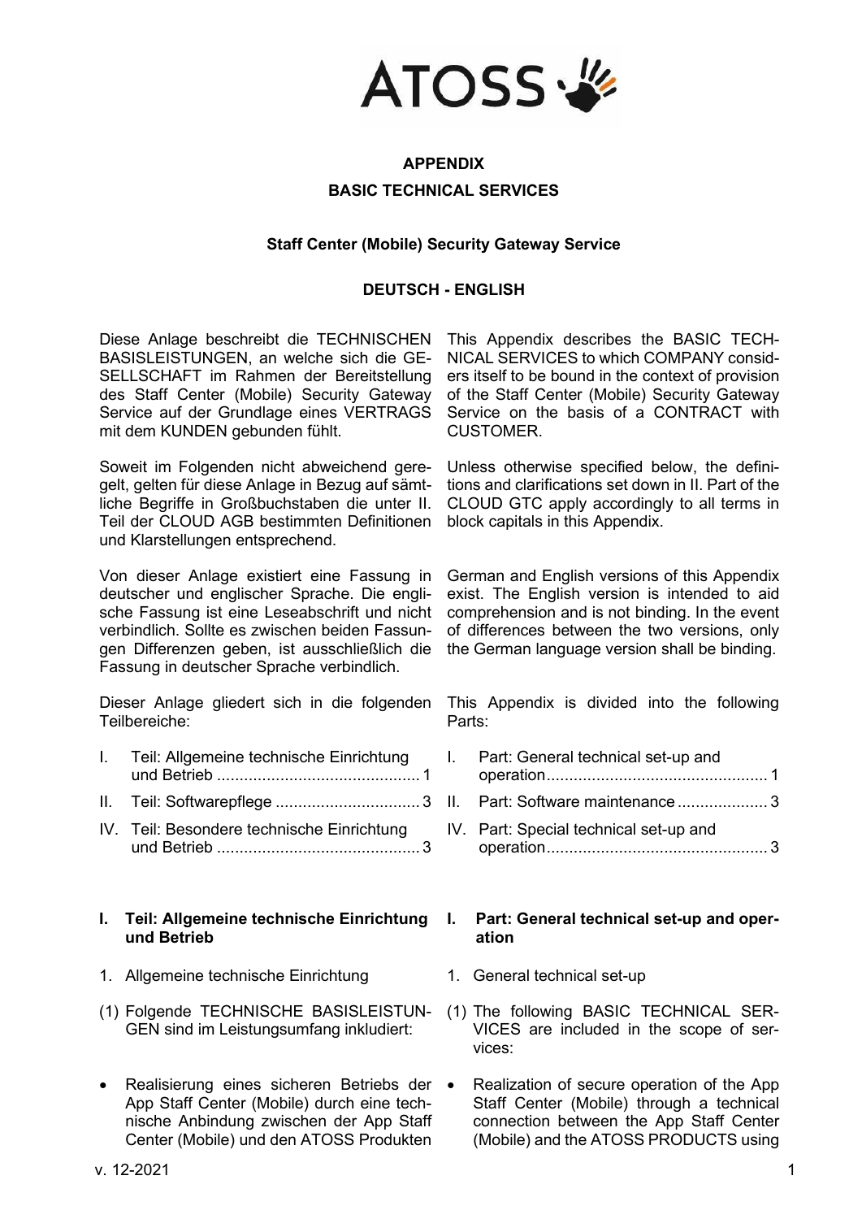ATOSS

# APPENDIX

## BASIC TECHNICAL SERVICES

### Staff Center (Mobile) Security Gateway Service

### DEUTSCH - ENGLISH

Diese Anlage beschreibt die TECHNISCHEN BASISLEISTUNGEN, an welche sich die GESELLSCHAFT im Rahmen der Bereitstellung des Staff Center (Mobile) Security Gateway Service auf der Grundlage eines VERTRAGS mit dem KUNDEN gebunden fühlt.

Soweit im Folgenden nicht abweichend geregelt, gelten für diese Anlage in Bezug auf sämtliche Begriffe in Großbuchstaben die unter II. Teil der CLOUD AGB bestimmten Definitionen und Klarstellungen entsprechend.

Von dieser Anlage existiert eine Fassung in deutscher und englischer Sprache. Die englische Fassung ist eine Leseabschrift und nicht verbindlich. Sollte es zwischen beiden Fassungen Differenzen geben, ist ausschließlich die Fassung in deutscher Sprache verbindlich.

Dieser Anlage gliedert sich in die folgenden Teilbereiche:

- I. Teil: Allgemeine technische Einrichtung und Betrieb ... 1
- II. Teil: Softwarepflege ... 3
- IV. Teil: Besondere technische Einrichtung und Betrieb ... 3

This Appendix describes the BASIC TECHNICAL SERVICES to which COMPANY considers itself to be bound in the context of provision of the Staff Center (Mobile) Security Gateway Service on the basis of a CONTRACT with CUSTOMER.

Unless otherwise specified below, the definitions and clarifications set down in II. Part of the CLOUD GTC apply accordingly to all terms in block capitals in this Appendix.

German and English versions of this Appendix exist. The English version is intended to aid comprehension and is not binding. In the event of differences between the two versions, only the German language version shall be binding.

This Appendix is divided into the following Parts:

- I. Part: General technical set-up and operation ... 1
- II. Part: Software maintenance ... 3
- IV. Part: Special technical set-up and operation ... 3

## I. Teil: Allgemeine technische Einrichtung und Betrieb

1. Allgemeine technische Einrichtung

(1) Folgende TECHNISCHE BASISLEISTUNGEN sind im Leistungsumfang inkludiert:

- Realisierung eines sicheren Betriebs der App Staff Center (Mobile) durch eine technische Anbindung zwischen der App Staff Center (Mobile) und den ATOSS Produkten

## I. Part: General technical set-up and operation

1. General technical set-up

(1) The following BASIC TECHNICAL SERVICES are included in the scope of services:

- Realization of secure operation of the App Staff Center (Mobile) through a technical connection between the App Staff Center (Mobile) and the ATOSS PRODUCTS using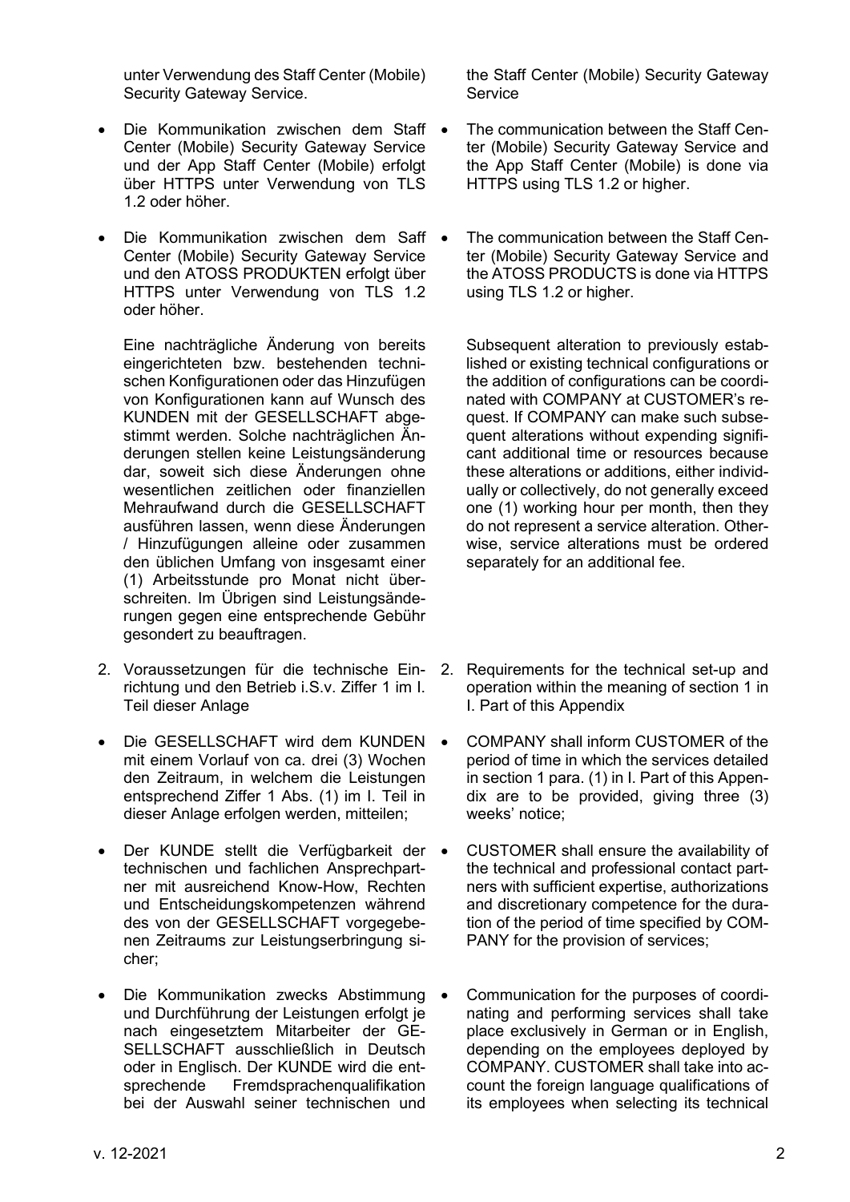unter Verwendung des Staff Center (Mobile) Security Gateway Service.

- Die Kommunikation zwischen dem Staff Center (Mobile) Security Gateway Service und der App Staff Center (Mobile) erfolgt über HTTPS unter Verwendung von TLS 1.2 oder höher.
- Die Kommunikation zwischen dem Saff Center (Mobile) Security Gateway Service und den ATOSS PRODUKTEN erfolgt über HTTPS unter Verwendung von TLS 1.2 oder höher.

  Eine nachträgliche Änderung von bereits eingerichteten bzw. bestehenden technischen Konfigurationen oder das Hinzufügen von Konfigurationen kann auf Wunsch des KUNDEN mit der GESELLSCHAFT abgestimmt werden. Solche nachträglichen Änderungen stellen keine Leistungsänderung dar, soweit sich diese Änderungen ohne wesentlichen zeitlichen oder finanziellen Mehraufwand durch die GESELLSCHAFT ausführen lassen, wenn diese Änderungen / Hinzufügungen alleine oder zusammen den üblichen Umfang von insgesamt einer (1) Arbeitsstunde pro Monat nicht überschreiten. Im Übrigen sind Leistungsänderungen gegen eine entsprechende Gebühr gesondert zu beauftragen.

2. Voraussetzungen für die technische Einrichtung und den Betrieb i.S.v. Ziffer 1 im I. Teil dieser Anlage

- Die GESELLSCHAFT wird dem KUNDEN mit einem Vorlauf von ca. drei (3) Wochen den Zeitraum, in welchem die Leistungen entsprechend Ziffer 1 Abs. (1) im I. Teil in dieser Anlage erfolgen werden, mitteilen;
- Der KUNDE stellt die Verfügbarkeit der technischen und fachlichen Ansprechpartner mit ausreichend Know-How, Rechten und Entscheidungskompetenzen während des von der GESELLSCHAFT vorgegebenen Zeitraums zur Leistungserbringung sicher;
- Die Kommunikation zwecks Abstimmung und Durchführung der Leistungen erfolgt je nach eingesetztem Mitarbeiter der GESELLSCHAFT ausschließlich in Deutsch oder in Englisch. Der KUNDE wird die entsprechende Fremdsprachenqualifikation bei der Auswahl seiner technischen und

the Staff Center (Mobile) Security Gateway Service

- The communication between the Staff Center (Mobile) Security Gateway Service and the App Staff Center (Mobile) is done via HTTPS using TLS 1.2 or higher.
- The communication between the Staff Center (Mobile) Security Gateway Service and the ATOSS PRODUCTS is done via HTTPS using TLS 1.2 or higher.

  Subsequent alteration to previously established or existing technical configurations or the addition of configurations can be coordinated with COMPANY at CUSTOMER's request. If COMPANY can make such subsequent alterations without expending significant additional time or resources because these alterations or additions, either individually or collectively, do not generally exceed one (1) working hour per month, then they do not represent a service alteration. Otherwise, service alterations must be ordered separately for an additional fee.

2. Requirements for the technical set-up and operation within the meaning of section 1 in I. Part of this Appendix

- COMPANY shall inform CUSTOMER of the period of time in which the services detailed in section 1 para. (1) in I. Part of this Appendix are to be provided, giving three (3) weeks' notice;
- CUSTOMER shall ensure the availability of the technical and professional contact partners with sufficient expertise, authorizations and discretionary competence for the duration of the period of time specified by COMPANY for the provision of services;
- Communication for the purposes of coordinating and performing services shall take place exclusively in German or in English, depending on the employees deployed by COMPANY. CUSTOMER shall take into account the foreign language qualifications of its employees when selecting its technical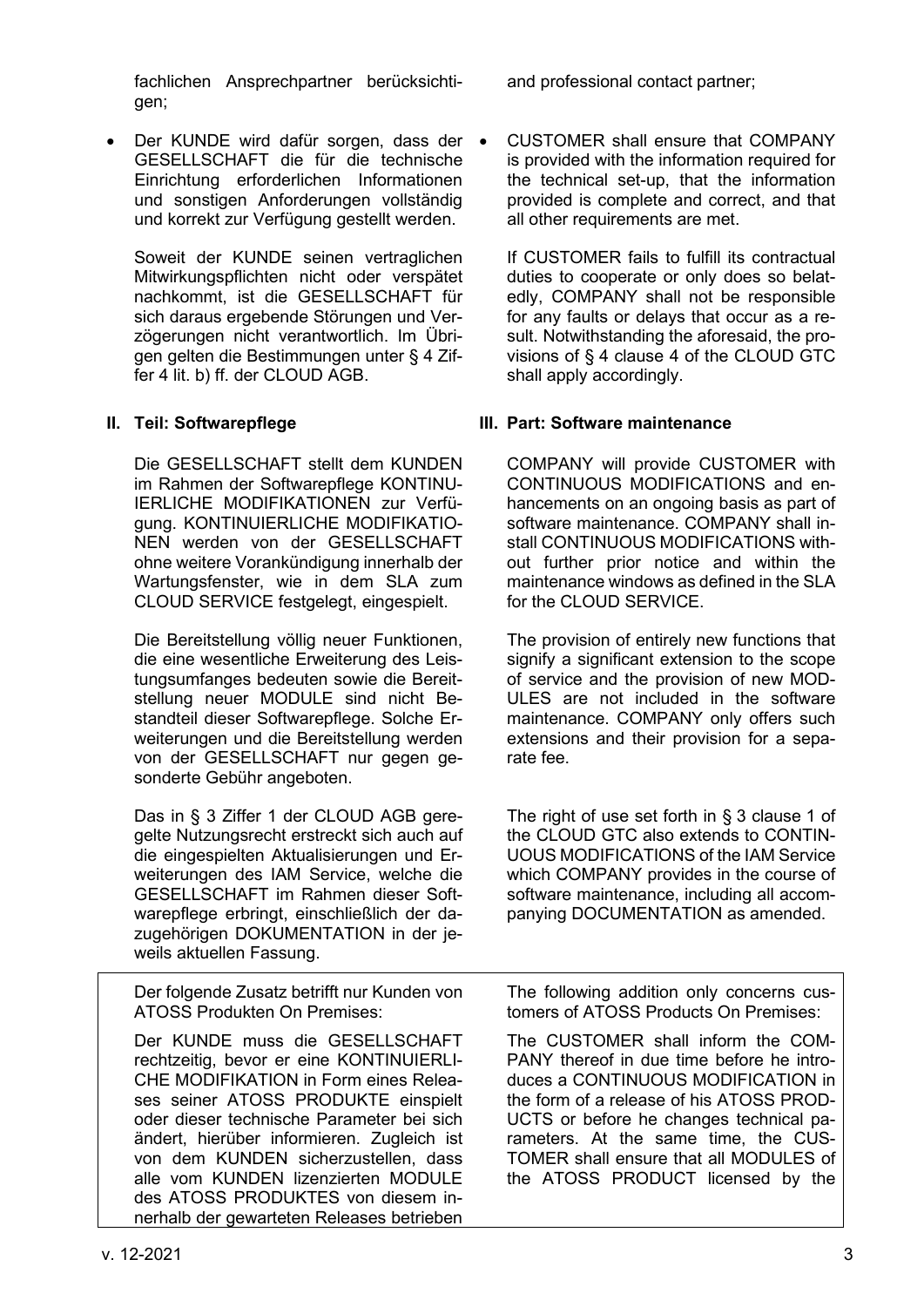fachlichen Ansprechpartner berücksichtigen;

- Der KUNDE wird dafür sorgen, dass der GESELLSCHAFT die für die technische Einrichtung erforderlichen Informationen und sonstigen Anforderungen vollständig und korrekt zur Verfügung gestellt werden.

  Soweit der KUNDE seinen vertraglichen Mitwirkungspflichten nicht oder verspätet nachkommt, ist die GESELLSCHAFT für sich daraus ergebende Störungen und Verzögerungen nicht verantwortlich. Im Übrigen gelten die Bestimmungen unter § 4 Ziffer 4 lit. b) ff. der CLOUD AGB.

and professional contact partner;

- CUSTOMER shall ensure that COMPANY is provided with the information required for the technical set-up, that the information provided is complete and correct, and that all other requirements are met.

  If CUSTOMER fails to fulfill its contractual duties to cooperate or only does so belatedly, COMPANY shall not be responsible for any faults or delays that occur as a result. Notwithstanding the aforesaid, the provisions of § 4 clause 4 of the CLOUD GTC shall apply accordingly.

## II. Teil: Softwarepflege

Die GESELLSCHAFT stellt dem KUNDEN im Rahmen der Softwarepflege KONTINUIERLICHE MODIFIKATIONEN zur Verfügung. KONTINUIERLICHE MODIFIKATIONEN werden von der GESELLSCHAFT ohne weitere Vorankündigung innerhalb der Wartungsfenster, wie in dem SLA zum CLOUD SERVICE festgelegt, eingespielt.

Die Bereitstellung völlig neuer Funktionen, die eine wesentliche Erweiterung des Leistungsumfanges bedeuten sowie die Bereitstellung neuer MODULE sind nicht Bestandteil dieser Softwarepflege. Solche Erweiterungen und die Bereitstellung werden von der GESELLSCHAFT nur gegen gesonderte Gebühr angeboten.

Das in § 3 Ziffer 1 der CLOUD AGB geregelte Nutzungsrecht erstreckt sich auch auf die eingespielten Aktualisierungen und Erweiterungen des IAM Service, welche die GESELLSCHAFT im Rahmen dieser Softwarepflege erbringt, einschließlich der dazugehörigen DOKUMENTATION in der jeweils aktuellen Fassung.

## III. Part: Software maintenance

COMPANY will provide CUSTOMER with CONTINUOUS MODIFICATIONS and enhancements on an ongoing basis as part of software maintenance. COMPANY shall install CONTINUOUS MODIFICATIONS without further prior notice and within the maintenance windows as defined in the SLA for the CLOUD SERVICE.

The provision of entirely new functions that signify a significant extension to the scope of service and the provision of new MODULES are not included in the software maintenance. COMPANY only offers such extensions and their provision for a separate fee.

The right of use set forth in § 3 clause 1 of the CLOUD GTC also extends to CONTINUOUS MODIFICATIONS of the IAM Service which COMPANY provides in the course of software maintenance, including all accompanying DOCUMENTATION as amended.

Der folgende Zusatz betrifft nur Kunden von ATOSS Produkten On Premises:

Der KUNDE muss die GESELLSCHAFT rechtzeitig, bevor er eine KONTINUIERLICHE MODIFIKATION in Form eines Releases seiner ATOSS PRODUKTE einspielt oder dieser technische Parameter bei sich ändert, hierüber informieren. Zugleich ist von dem KUNDEN sicherzustellen, dass alle vom KUNDEN lizenzierten MODULE des ATOSS PRODUKTES von diesem innerhalb der gewarteten Releases betrieben

The following addition only concerns customers of ATOSS Products On Premises:

The CUSTOMER shall inform the COMPANY thereof in due time before he introduces a CONTINUOUS MODIFICATION in the form of a release of his ATOSS PRODUCTS or before he changes technical parameters. At the same time, the CUSTOMER shall ensure that all MODULES of the ATOSS PRODUCT licensed by the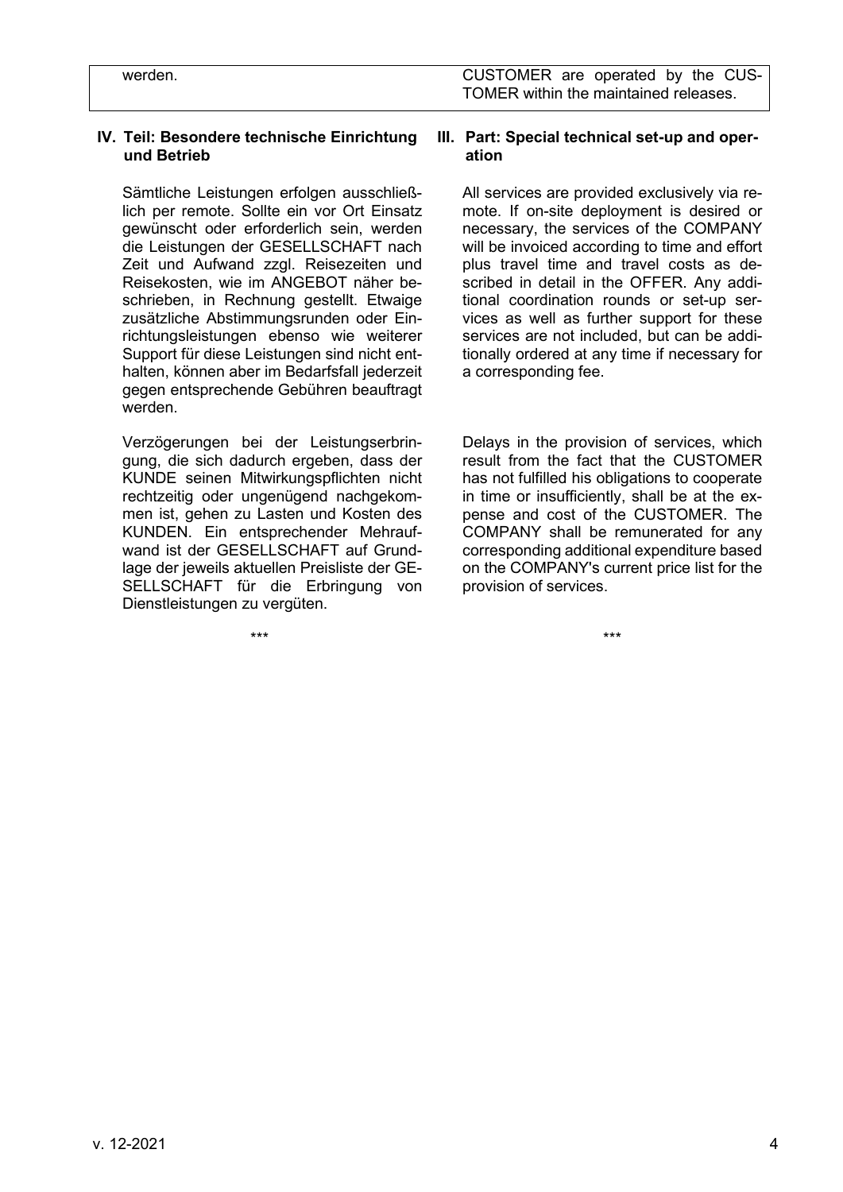werden.

CUSTOMER are operated by the CUSTOMER within the maintained releases.

## IV. Teil: Besondere technische Einrichtung und Betrieb

Sämtliche Leistungen erfolgen ausschließlich per remote. Sollte ein vor Ort Einsatz gewünscht oder erforderlich sein, werden die Leistungen der GESELLSCHAFT nach Zeit und Aufwand zzgl. Reisezeiten und Reisekosten, wie im ANGEBOT näher beschrieben, in Rechnung gestellt. Etwaige zusätzliche Abstimmungsrunden oder Einrichtungsleistungen ebenso wie weiterer Support für diese Leistungen sind nicht enthalten, können aber im Bedarfsfall jederzeit gegen entsprechende Gebühren beauftragt werden.

Verzögerungen bei der Leistungserbringung, die sich dadurch ergeben, dass der KUNDE seinen Mitwirkungspflichten nicht rechtzeitig oder ungenügend nachgekommen ist, gehen zu Lasten und Kosten des KUNDEN. Ein entsprechender Mehraufwand ist der GESELLSCHAFT auf Grundlage der jeweils aktuellen Preisliste der GESELLSCHAFT für die Erbringung von Dienstleistungen zu vergüten.

\*\*\*

## III. Part: Special technical set-up and operation

All services are provided exclusively via remote. If on-site deployment is desired or necessary, the services of the COMPANY will be invoiced according to time and effort plus travel time and travel costs as described in detail in the OFFER. Any additional coordination rounds or set-up services as well as further support for these services are not included, but can be additionally ordered at any time if necessary for a corresponding fee.

Delays in the provision of services, which result from the fact that the CUSTOMER has not fulfilled his obligations to cooperate in time or insufficiently, shall be at the expense and cost of the CUSTOMER. The COMPANY shall be remunerated for any corresponding additional expenditure based on the COMPANY's current price list for the provision of services.

\*\*\*

v. 12-2021